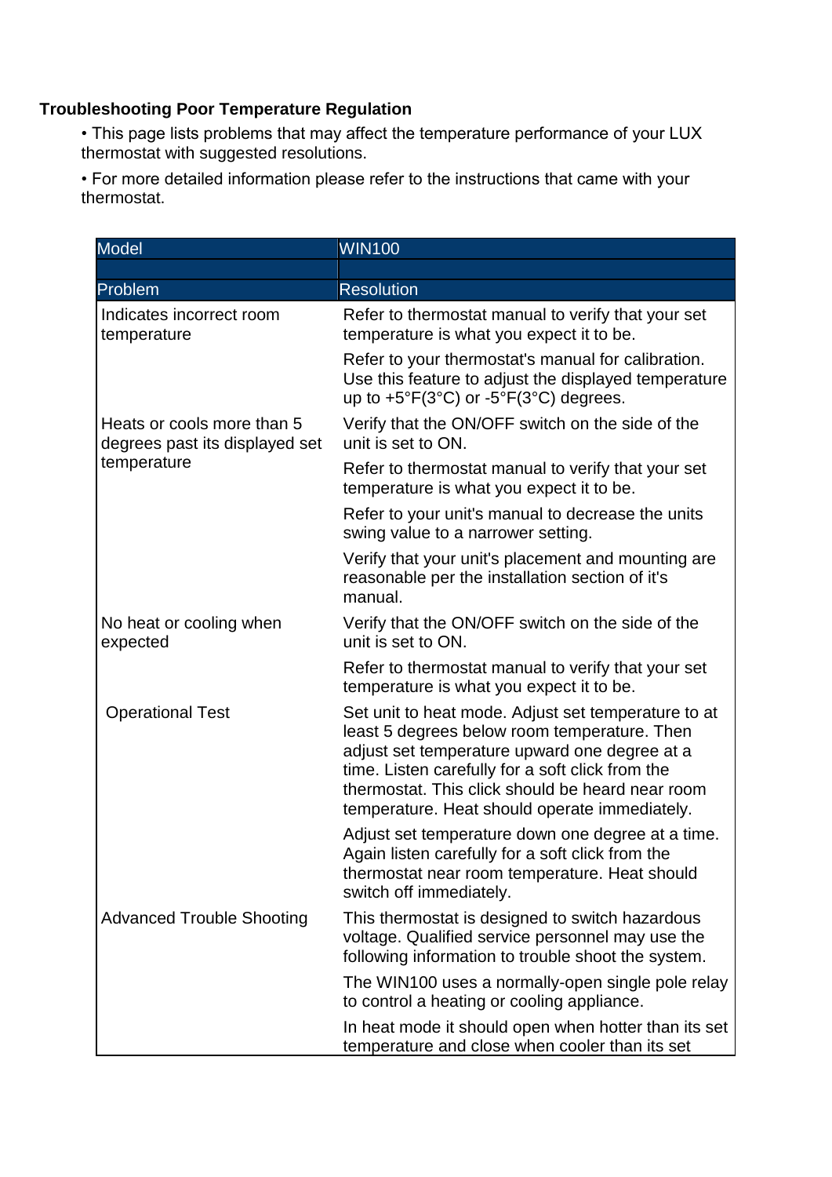**Troubleshooting Poor Temperature Regulation**

- This page lists problems that may affect the temperature performance of your LUX thermostat with suggested resolutions.
- For more detailed information please refer to the instructions that came with your thermostat.

| Model | WIN100 |
|---|---|
| | |
| Problem | Resolution |
| Indicates incorrect room temperature | Refer to thermostat manual to verify that your set temperature is what you expect it to be. |
| | Refer to your thermostat's manual for calibration. Use this feature to adjust the displayed temperature up to +5°F(3°C) or -5°F(3°C) degrees. |
| Heats or cools more than 5 degrees past its displayed set temperature | Verify that the ON/OFF switch on the side of the unit is set to ON. |
| | Refer to thermostat manual to verify that your set temperature is what you expect it to be. |
| | Refer to your unit's manual to decrease the units swing value to a narrower setting. |
| | Verify that your unit's placement and mounting are reasonable per the installation section of it's manual. |
| No heat or cooling when expected | Verify that the ON/OFF switch on the side of the unit is set to ON. |
| | Refer to thermostat manual to verify that your set temperature is what you expect it to be. |
| Operational Test | Set unit to heat mode. Adjust set temperature to at least 5 degrees below room temperature. Then adjust set temperature upward one degree at a time. Listen carefully for a soft click from the thermostat. This click should be heard near room temperature. Heat should operate immediately. |
| | Adjust set temperature down one degree at a time. Again listen carefully for a soft click from the thermostat near room temperature. Heat should switch off immediately. |
| Advanced Trouble Shooting | This thermostat is designed to switch hazardous voltage. Qualified service personnel may use the following information to trouble shoot the system. |
| | The WIN100 uses a normally-open single pole relay to control a heating or cooling appliance. |
| | In heat mode it should open when hotter than its set temperature and close when cooler than its set |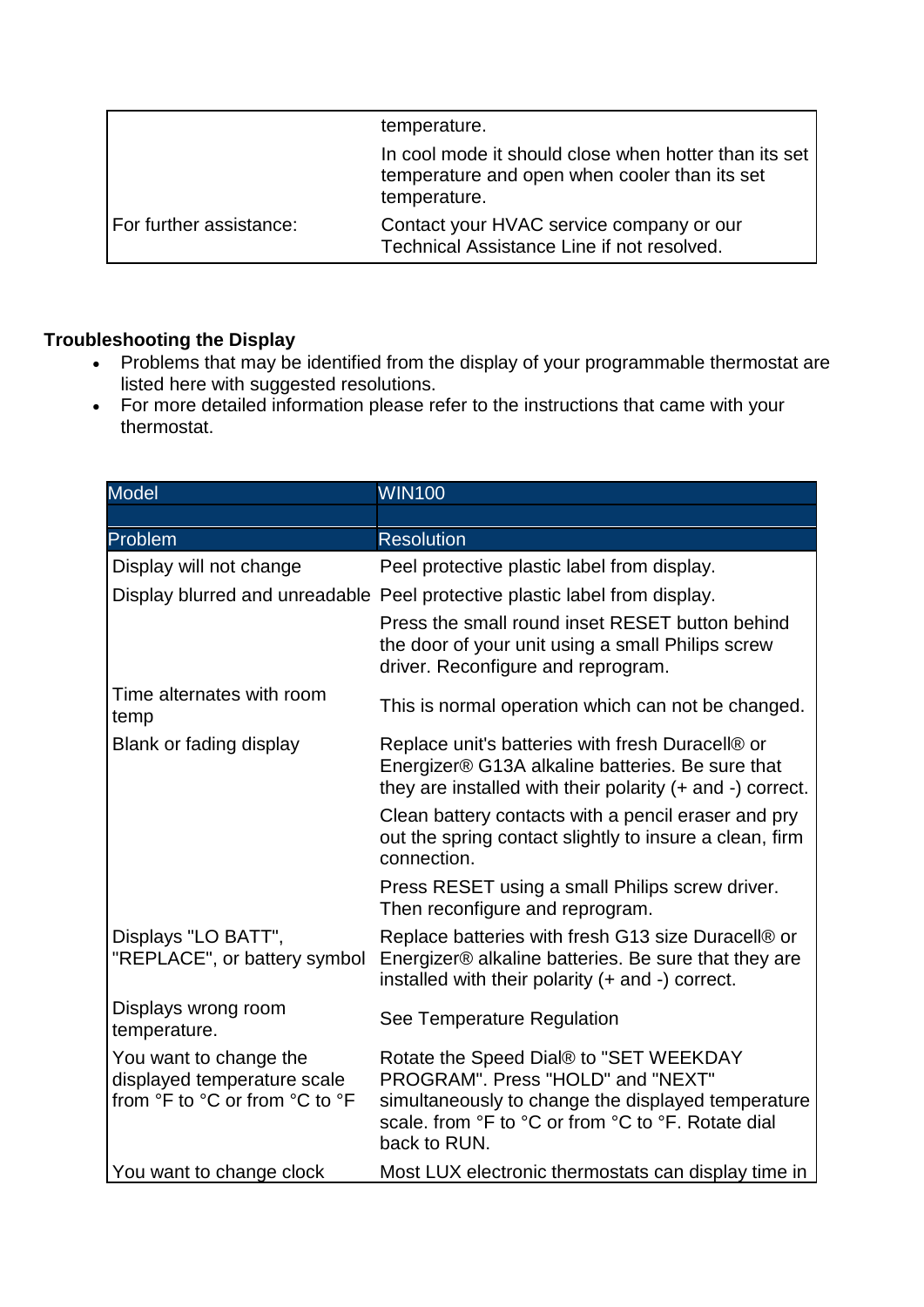| | |
|---|---|
| | temperature. |
| | In cool mode it should close when hotter than its set temperature and open when cooler than its set temperature. |
| For further assistance: | Contact your HVAC service company or our Technical Assistance Line if not resolved. |

**Troubleshooting the Display**

- Problems that may be identified from the display of your programmable thermostat are listed here with suggested resolutions.
- For more detailed information please refer to the instructions that came with your thermostat.

| Model | WIN100 |
|---|---|
| | |
| Problem | Resolution |
| Display will not change | Peel protective plastic label from display. |
| Display blurred and unreadable | Peel protective plastic label from display. |
| | Press the small round inset RESET button behind the door of your unit using a small Philips screw driver. Reconfigure and reprogram. |
| Time alternates with room temp | This is normal operation which can not be changed. |
| Blank or fading display | Replace unit's batteries with fresh Duracell® or Energizer® G13A alkaline batteries. Be sure that they are installed with their polarity (+ and -) correct. |
| | Clean battery contacts with a pencil eraser and pry out the spring contact slightly to insure a clean, firm connection. |
| | Press RESET using a small Philips screw driver. Then reconfigure and reprogram. |
| Displays "LO BATT", "REPLACE", or battery symbol | Replace batteries with fresh G13 size Duracell® or Energizer® alkaline batteries. Be sure that they are installed with their polarity (+ and -) correct. |
| Displays wrong room temperature. | See Temperature Regulation |
| You want to change the displayed temperature scale from °F to °C or from °C to °F | Rotate the Speed Dial® to "SET WEEKDAY PROGRAM". Press "HOLD" and "NEXT" simultaneously to change the displayed temperature scale. from °F to °C or from °C to °F. Rotate dial back to RUN. |
| You want to change clock | Most LUX electronic thermostats can display time in |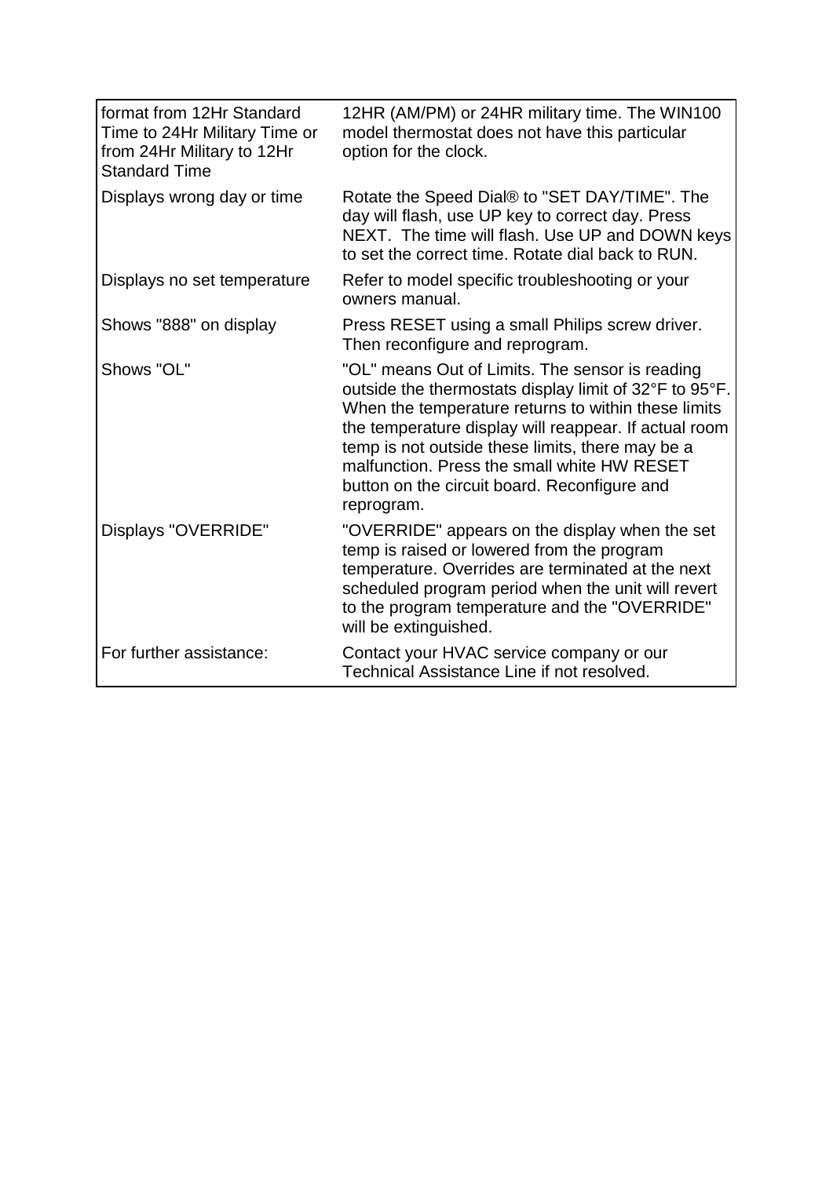| | |
|---|---|
| format from 12Hr Standard Time to 24Hr Military Time or from 24Hr Military to 12Hr Standard Time | 12HR (AM/PM) or 24HR military time. The WIN100 model thermostat does not have this particular option for the clock. |
| Displays wrong day or time | Rotate the Speed Dial® to "SET DAY/TIME". The day will flash, use UP key to correct day. Press NEXT. The time will flash. Use UP and DOWN keys to set the correct time. Rotate dial back to RUN. |
| Displays no set temperature | Refer to model specific troubleshooting or your owners manual. |
| Shows "888" on display | Press RESET using a small Philips screw driver. Then reconfigure and reprogram. |
| Shows "OL" | "OL" means Out of Limits. The sensor is reading outside the thermostats display limit of 32°F to 95°F. When the temperature returns to within these limits the temperature display will reappear. If actual room temp is not outside these limits, there may be a malfunction. Press the small white HW RESET button on the circuit board. Reconfigure and reprogram. |
| Displays "OVERRIDE" | "OVERRIDE" appears on the display when the set temp is raised or lowered from the program temperature. Overrides are terminated at the next scheduled program period when the unit will revert to the program temperature and the "OVERRIDE" will be extinguished. |
| For further assistance: | Contact your HVAC service company or our Technical Assistance Line if not resolved. |